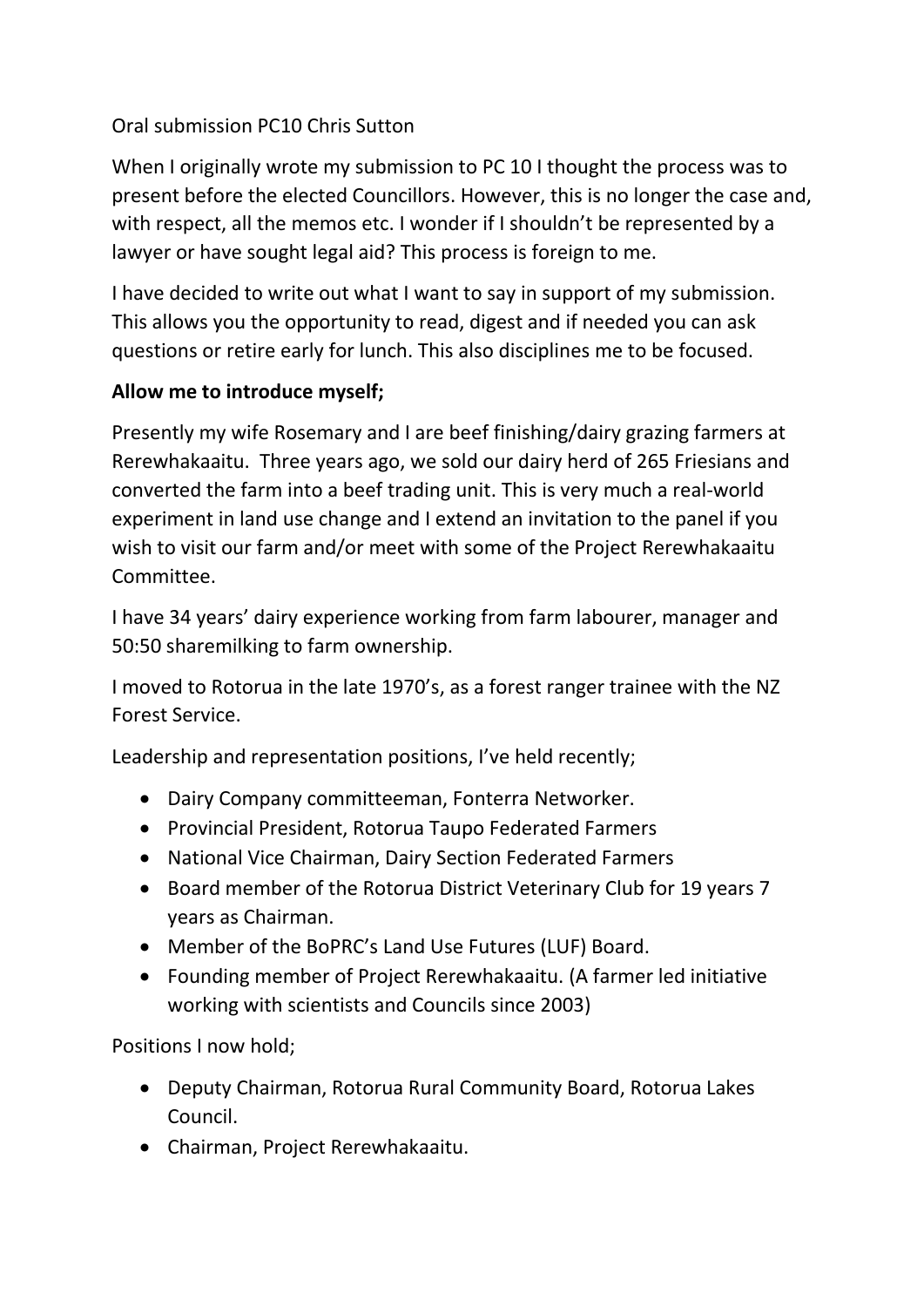Oral submission PC10 Chris Sutton

When I originally wrote my submission to PC 10 I thought the process was to present before the elected Councillors. However, this is no longer the case and, with respect, all the memos etc. I wonder if I shouldn't be represented by a lawyer or have sought legal aid? This process is foreign to me.

I have decided to write out what I want to say in support of my submission. This allows you the opportunity to read, digest and if needed you can ask questions or retire early for lunch. This also disciplines me to be focused.

**Allow me to introduce myself;**

Presently my wife Rosemary and I are beef finishing/dairy grazing farmers at Rerewhakaaitu. Three years ago, we sold our dairy herd of 265 Friesians and converted the farm into a beef trading unit. This is very much a real-world experiment in land use change and I extend an invitation to the panel if you wish to visit our farm and/or meet with some of the Project Rerewhakaaitu Committee.

I have 34 years' dairy experience working from farm labourer, manager and 50:50 sharemilking to farm ownership.

I moved to Rotorua in the late 1970's, as a forest ranger trainee with the NZ Forest Service.

Leadership and representation positions, I've held recently;

- Dairy Company committeeman, Fonterra Networker.
- Provincial President, Rotorua Taupo Federated Farmers
- National Vice Chairman, Dairy Section Federated Farmers
- Board member of the Rotorua District Veterinary Club for 19 years 7 years as Chairman.
- Member of the BoPRC's Land Use Futures (LUF) Board.
- Founding member of Project Rerewhakaaitu. (A farmer led initiative working with scientists and Councils since 2003)

Positions I now hold;

- Deputy Chairman, Rotorua Rural Community Board, Rotorua Lakes Council.
- Chairman, Project Rerewhakaaitu.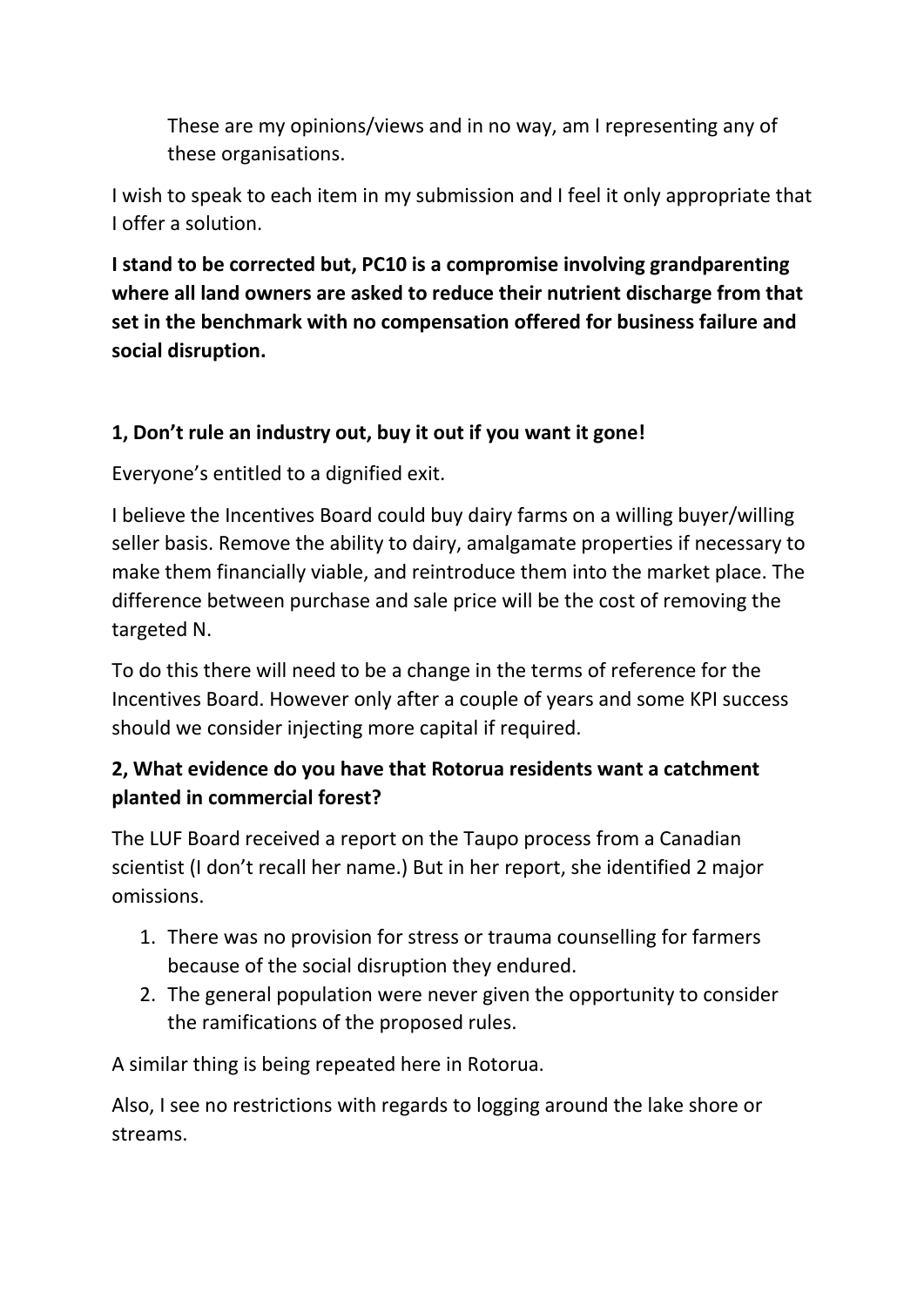These are my opinions/views and in no way, am I representing any of these organisations.

I wish to speak to each item in my submission and I feel it only appropriate that I offer a solution.

**I stand to be corrected but, PC10 is a compromise involving grandparenting where all land owners are asked to reduce their nutrient discharge from that set in the benchmark with no compensation offered for business failure and social disruption.**

**1, Don't rule an industry out, buy it out if you want it gone!**

Everyone's entitled to a dignified exit.

I believe the Incentives Board could buy dairy farms on a willing buyer/willing seller basis. Remove the ability to dairy, amalgamate properties if necessary to make them financially viable, and reintroduce them into the market place. The difference between purchase and sale price will be the cost of removing the targeted N.

To do this there will need to be a change in the terms of reference for the Incentives Board. However only after a couple of years and some KPI success should we consider injecting more capital if required.

**2, What evidence do you have that Rotorua residents want a catchment planted in commercial forest?**

The LUF Board received a report on the Taupo process from a Canadian scientist (I don't recall her name.) But in her report, she identified 2 major omissions.

1. There was no provision for stress or trauma counselling for farmers because of the social disruption they endured.
2. The general population were never given the opportunity to consider the ramifications of the proposed rules.

A similar thing is being repeated here in Rotorua.

Also, I see no restrictions with regards to logging around the lake shore or streams.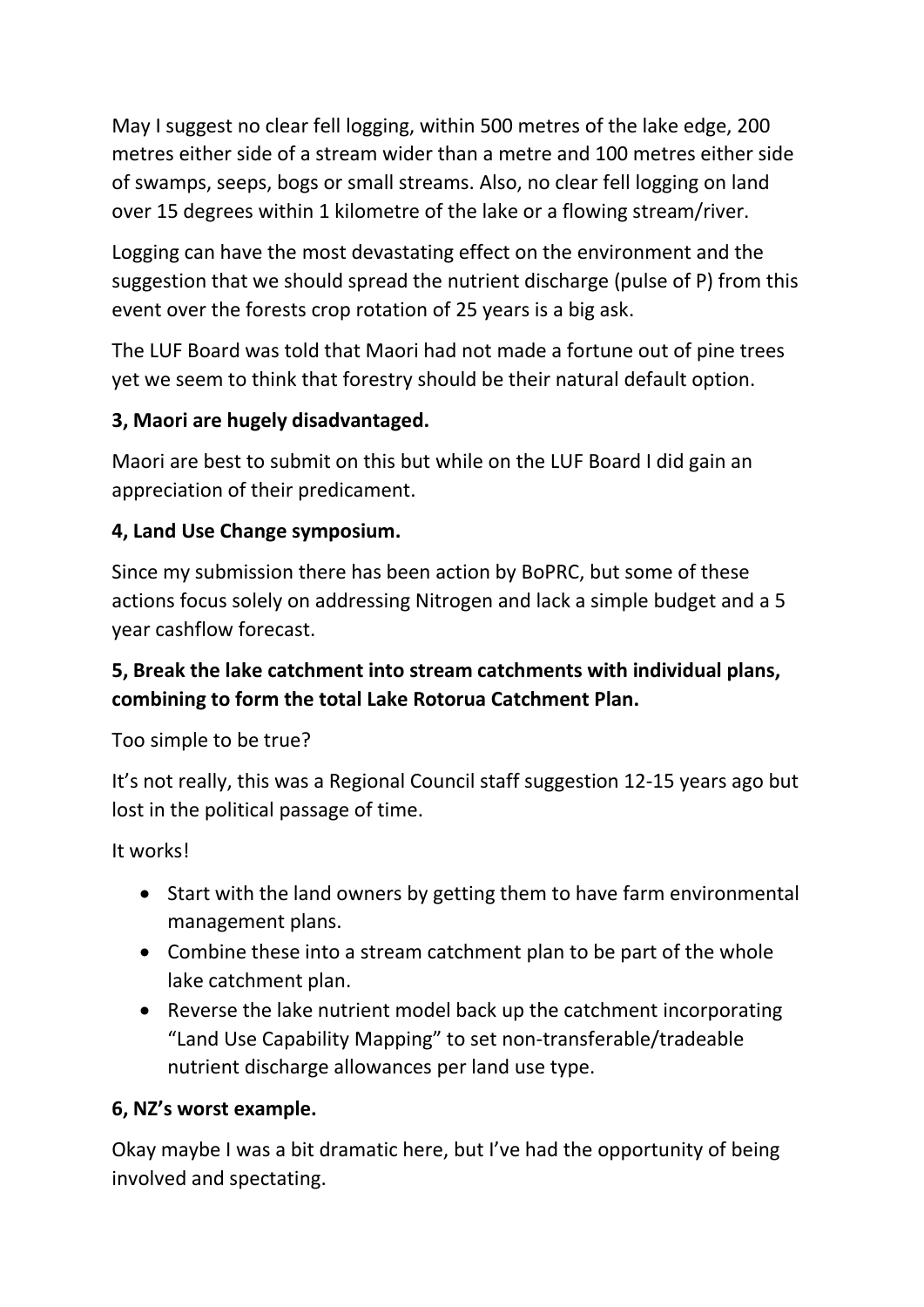May I suggest no clear fell logging, within 500 metres of the lake edge, 200 metres either side of a stream wider than a metre and 100 metres either side of swamps, seeps, bogs or small streams. Also, no clear fell logging on land over 15 degrees within 1 kilometre of the lake or a flowing stream/river.

Logging can have the most devastating effect on the environment and the suggestion that we should spread the nutrient discharge (pulse of P) from this event over the forests crop rotation of 25 years is a big ask.

The LUF Board was told that Maori had not made a fortune out of pine trees yet we seem to think that forestry should be their natural default option.

**3, Maori are hugely disadvantaged.**

Maori are best to submit on this but while on the LUF Board I did gain an appreciation of their predicament.

**4, Land Use Change symposium.**

Since my submission there has been action by BoPRC, but some of these actions focus solely on addressing Nitrogen and lack a simple budget and a 5 year cashflow forecast.

**5, Break the lake catchment into stream catchments with individual plans, combining to form the total Lake Rotorua Catchment Plan.**

Too simple to be true?

It's not really, this was a Regional Council staff suggestion 12-15 years ago but lost in the political passage of time.

It works!

- Start with the land owners by getting them to have farm environmental management plans.
- Combine these into a stream catchment plan to be part of the whole lake catchment plan.
- Reverse the lake nutrient model back up the catchment incorporating "Land Use Capability Mapping" to set non-transferable/tradeable nutrient discharge allowances per land use type.

**6, NZ's worst example.**

Okay maybe I was a bit dramatic here, but I've had the opportunity of being involved and spectating.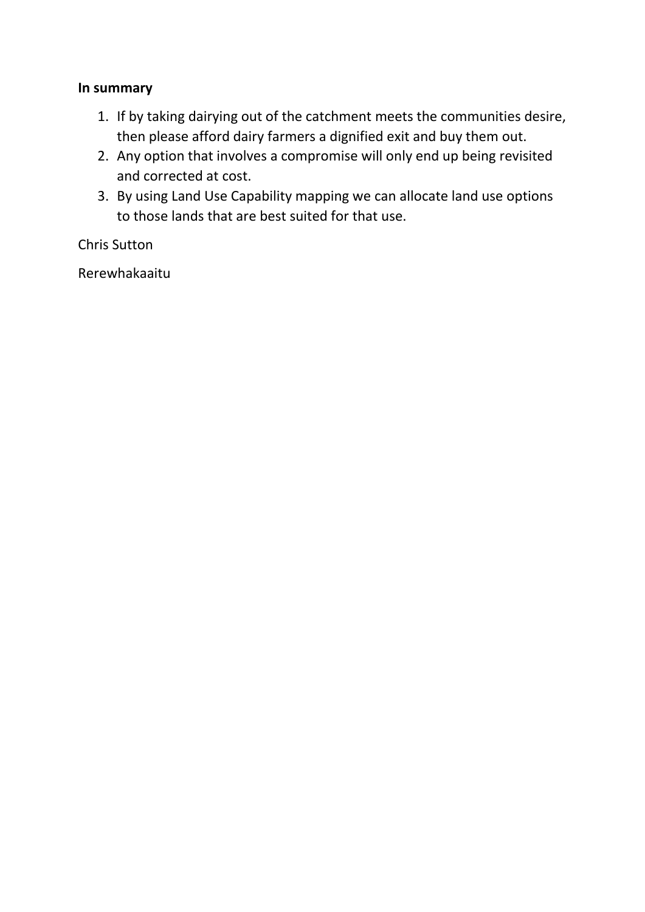**In summary**

1. If by taking dairying out of the catchment meets the communities desire, then please afford dairy farmers a dignified exit and buy them out.
2. Any option that involves a compromise will only end up being revisited and corrected at cost.
3. By using Land Use Capability mapping we can allocate land use options to those lands that are best suited for that use.

Chris Sutton

Rerewhakaaitu